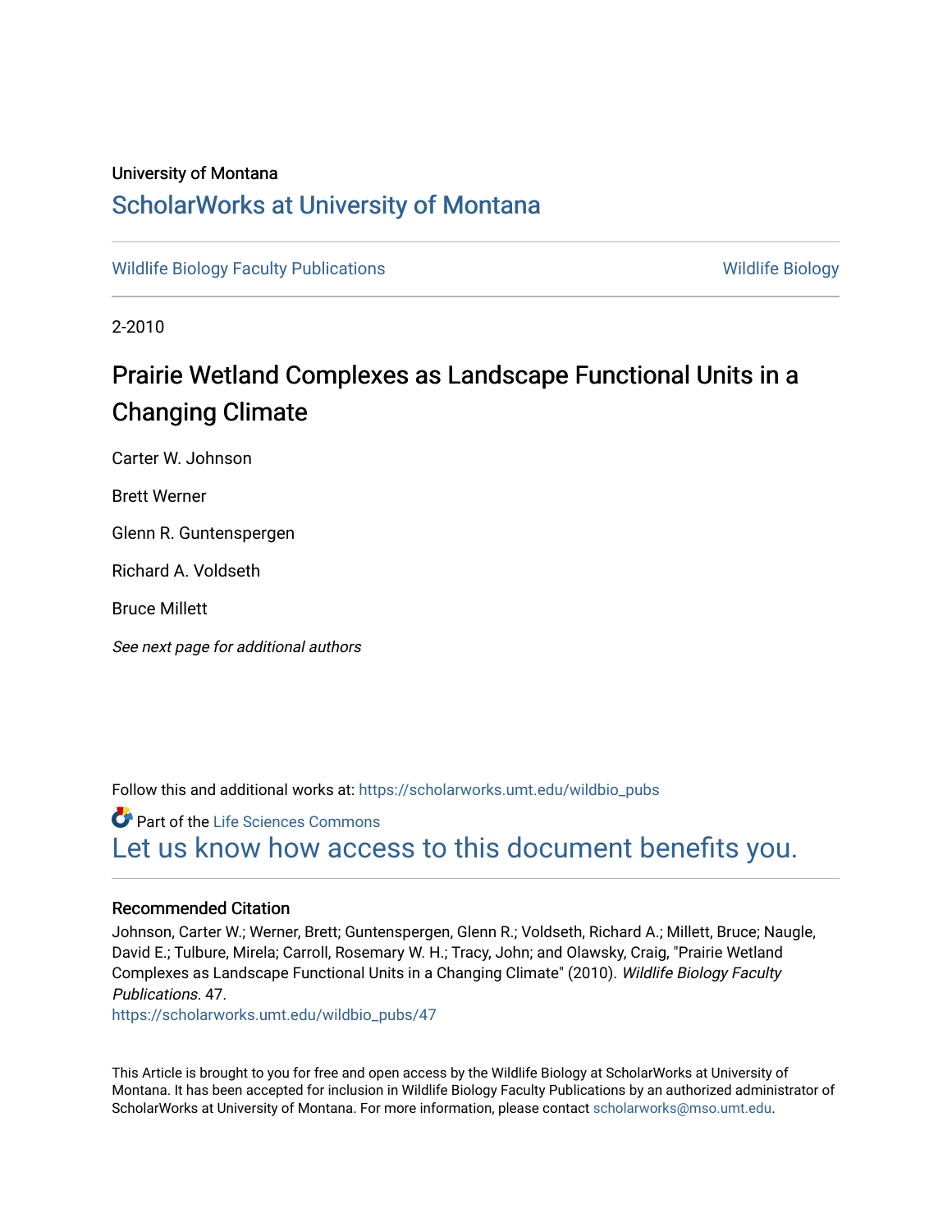University of Montana

## ScholarWorks at University of Montana

Wildlife Biology Faculty Publications | Wildlife Biology

2-2010

# Prairie Wetland Complexes as Landscape Functional Units in a Changing Climate

Carter W. Johnson

Brett Werner

Glenn R. Guntenspergen

Richard A. Voldseth

Bruce Millett

*See next page for additional authors*

Follow this and additional works at: https://scholarworks.umt.edu/wildbio_pubs

Part of the Life Sciences Commons

Let us know how access to this document benefits you.

### Recommended Citation

Johnson, Carter W.; Werner, Brett; Guntenspergen, Glenn R.; Voldseth, Richard A.; Millett, Bruce; Naugle, David E.; Tulbure, Mirela; Carroll, Rosemary W. H.; Tracy, John; and Olawsky, Craig, "Prairie Wetland Complexes as Landscape Functional Units in a Changing Climate" (2010). *Wildlife Biology Faculty Publications*. 47.
https://scholarworks.umt.edu/wildbio_pubs/47

This Article is brought to you for free and open access by the Wildlife Biology at ScholarWorks at University of Montana. It has been accepted for inclusion in Wildlife Biology Faculty Publications by an authorized administrator of ScholarWorks at University of Montana. For more information, please contact scholarworks@mso.umt.edu.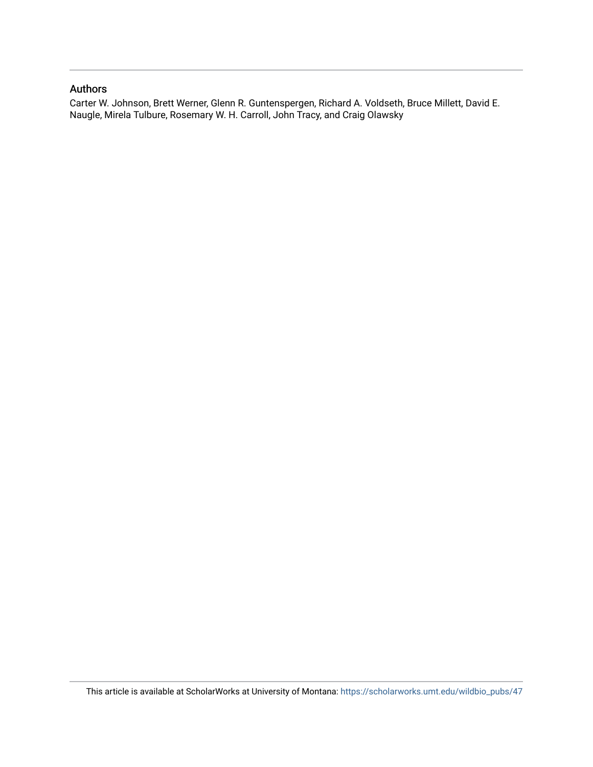## Authors

Carter W. Johnson, Brett Werner, Glenn R. Guntenspergen, Richard A. Voldseth, Bruce Millett, David E. Naugle, Mirela Tulbure, Rosemary W. H. Carroll, John Tracy, and Craig Olawsky

This article is available at ScholarWorks at University of Montana: https://scholarworks.umt.edu/wildbio_pubs/47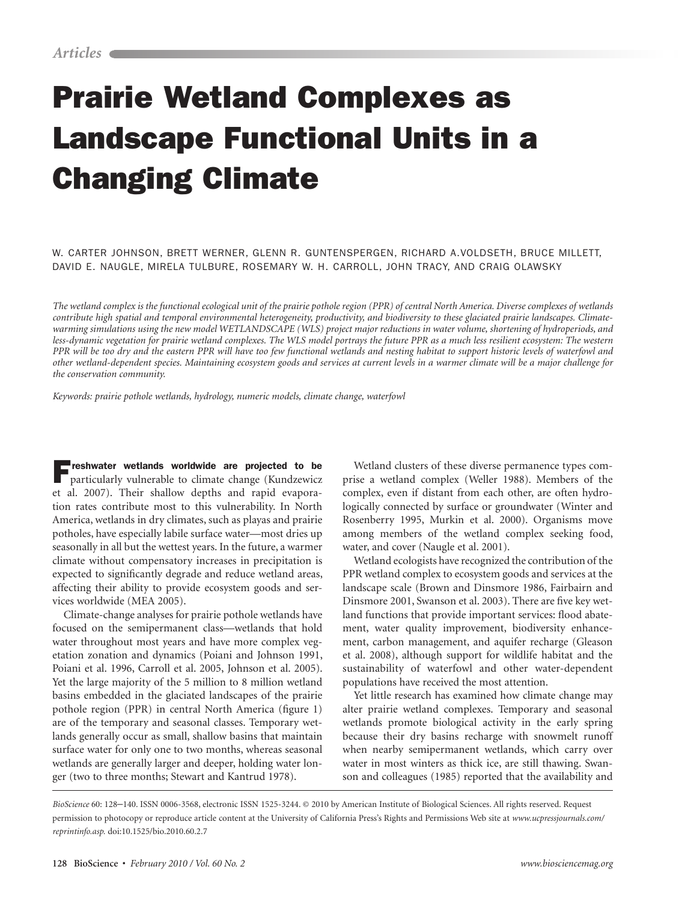# Prairie Wetland Complexes as Landscape Functional Units in a Changing Climate

W. CARTER JOHNSON, BRETT WERNER, GLENN R. GUNTENSPERGEN, RICHARD A.VOLDSETH, BRUCE MILLETT, DAVID E. NAUGLE, MIRELA TULBURE, ROSEMARY W. H. CARROLL, JOHN TRACY, AND CRAIG OLAWSKY

*The wetland complex is the functional ecological unit of the prairie pothole region (PPR) of central North America. Diverse complexes of wetlands contribute high spatial and temporal environmental heterogeneity, productivity, and biodiversity to these glaciated prairie landscapes. Climate-warming simulations using the new model WETLANDSCAPE (WLS) project major reductions in water volume, shortening of hydroperiods, and less-dynamic vegetation for prairie wetland complexes. The WLS model portrays the future PPR as a much less resilient ecosystem: The western PPR will be too dry and the eastern PPR will have too few functional wetlands and nesting habitat to support historic levels of waterfowl and other wetland-dependent species. Maintaining ecosystem goods and services at current levels in a warmer climate will be a major challenge for the conservation community.*

*Keywords: prairie pothole wetlands, hydrology, numeric models, climate change, waterfowl*

**Freshwater wetlands worldwide are projected to be** particularly vulnerable to climate change (Kundzewicz et al. 2007). Their shallow depths and rapid evaporation rates contribute most to this vulnerability. In North America, wetlands in dry climates, such as playas and prairie potholes, have especially labile surface water—most dries up seasonally in all but the wettest years. In the future, a warmer climate without compensatory increases in precipitation is expected to significantly degrade and reduce wetland areas, affecting their ability to provide ecosystem goods and services worldwide (MEA 2005).

Climate-change analyses for prairie pothole wetlands have focused on the semipermanent class—wetlands that hold water throughout most years and have more complex vegetation zonation and dynamics (Poiani and Johnson 1991, Poiani et al. 1996, Carroll et al. 2005, Johnson et al. 2005). Yet the large majority of the 5 million to 8 million wetland basins embedded in the glaciated landscapes of the prairie pothole region (PPR) in central North America (figure 1) are of the temporary and seasonal classes. Temporary wetlands generally occur as small, shallow basins that maintain surface water for only one to two months, whereas seasonal wetlands are generally larger and deeper, holding water longer (two to three months; Stewart and Kantrud 1978).

Wetland clusters of these diverse permanence types comprise a wetland complex (Weller 1988). Members of the complex, even if distant from each other, are often hydrologically connected by surface or groundwater (Winter and Rosenberry 1995, Murkin et al. 2000). Organisms move among members of the wetland complex seeking food, water, and cover (Naugle et al. 2001).

Wetland ecologists have recognized the contribution of the PPR wetland complex to ecosystem goods and services at the landscape scale (Brown and Dinsmore 1986, Fairbairn and Dinsmore 2001, Swanson et al. 2003). There are five key wetland functions that provide important services: flood abatement, water quality improvement, biodiversity enhancement, carbon management, and aquifer recharge (Gleason et al. 2008), although support for wildlife habitat and the sustainability of waterfowl and other water-dependent populations have received the most attention.

Yet little research has examined how climate change may alter prairie wetland complexes. Temporary and seasonal wetlands promote biological activity in the early spring because their dry basins recharge with snowmelt runoff when nearby semipermanent wetlands, which carry over water in most winters as thick ice, are still thawing. Swanson and colleagues (1985) reported that the availability and

*BioScience* 60: 128–140. ISSN 0006-3568, electronic ISSN 1525-3244. © 2010 by American Institute of Biological Sciences. All rights reserved. Request permission to photocopy or reproduce article content at the University of California Press's Rights and Permissions Web site at *www.ucpressjournals.com/reprintinfo.asp.* doi:10.1525/bio.2010.60.2.7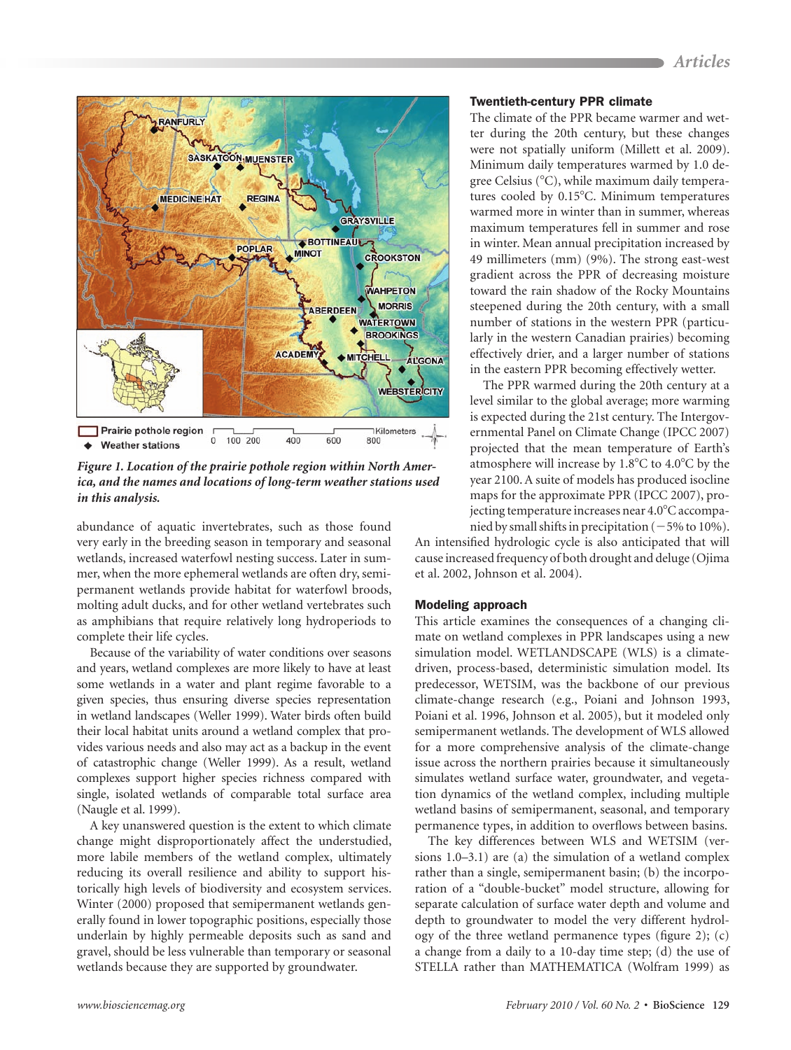RANFURLY

SASKATOON MUENSTER

MEDICINE HAT

REGINA

GRAYSVILLE

BOTTINEAU

POPLAR

MINOT

CROOKSTON

WAHPETON

ABERDEEN

MORRIS

WATERTOWN

BROOKINGS

ACADEMY

MITCHELL

ALGONA

WEBSTER CITY

Prairie pothole region

Weather stations

0 100 200 400 600 800 Kilometers

*Figure 1. Location of the prairie pothole region within North America, and the names and locations of long-term weather stations used in this analysis.*

abundance of aquatic invertebrates, such as those found very early in the breeding season in temporary and seasonal wetlands, increased waterfowl nesting success. Later in summer, when the more ephemeral wetlands are often dry, semipermanent wetlands provide habitat for waterfowl broods, molting adult ducks, and for other wetland vertebrates such as amphibians that require relatively long hydroperiods to complete their life cycles.

Because of the variability of water conditions over seasons and years, wetland complexes are more likely to have at least some wetlands in a water and plant regime favorable to a given species, thus ensuring diverse species representation in wetland landscapes (Weller 1999). Water birds often build their local habitat units around a wetland complex that provides various needs and also may act as a backup in the event of catastrophic change (Weller 1999). As a result, wetland complexes support higher species richness compared with single, isolated wetlands of comparable total surface area (Naugle et al. 1999).

A key unanswered question is the extent to which climate change might disproportionately affect the understudied, more labile members of the wetland complex, ultimately reducing its overall resilience and ability to support historically high levels of biodiversity and ecosystem services. Winter (2000) proposed that semipermanent wetlands generally found in lower topographic positions, especially those underlain by highly permeable deposits such as sand and gravel, should be less vulnerable than temporary or seasonal wetlands because they are supported by groundwater.

## Twentieth-century PPR climate

The climate of the PPR became warmer and wetter during the 20th century, but these changes were not spatially uniform (Millett et al. 2009). Minimum daily temperatures warmed by 1.0 degree Celsius (°C), while maximum daily temperatures cooled by 0.15°C. Minimum temperatures warmed more in winter than in summer, whereas maximum temperatures fell in summer and rose in winter. Mean annual precipitation increased by 49 millimeters (mm) (9%). The strong east-west gradient across the PPR of decreasing moisture toward the rain shadow of the Rocky Mountains steepened during the 20th century, with a small number of stations in the western PPR (particularly in the western Canadian prairies) becoming effectively drier, and a larger number of stations in the eastern PPR becoming effectively wetter.

The PPR warmed during the 20th century at a level similar to the global average; more warming is expected during the 21st century. The Intergovernmental Panel on Climate Change (IPCC 2007) projected that the mean temperature of Earth's atmosphere will increase by 1.8°C to 4.0°C by the year 2100. A suite of models has produced isocline maps for the approximate PPR (IPCC 2007), projecting temperature increases near 4.0°C accompanied by small shifts in precipitation (−5% to 10%). An intensified hydrologic cycle is also anticipated that will cause increased frequency of both drought and deluge (Ojima et al. 2002, Johnson et al. 2004).

## Modeling approach

This article examines the consequences of a changing climate on wetland complexes in PPR landscapes using a new simulation model. WETLANDSCAPE (WLS) is a climate-driven, process-based, deterministic simulation model. Its predecessor, WETSIM, was the backbone of our previous climate-change research (e.g., Poiani and Johnson 1993, Poiani et al. 1996, Johnson et al. 2005), but it modeled only semipermanent wetlands. The development of WLS allowed for a more comprehensive analysis of the climate-change issue across the northern prairies because it simultaneously simulates wetland surface water, groundwater, and vegetation dynamics of the wetland complex, including multiple wetland basins of semipermanent, seasonal, and temporary permanence types, in addition to overflows between basins.

The key differences between WLS and WETSIM (versions 1.0–3.1) are (a) the simulation of a wetland complex rather than a single, semipermanent basin; (b) the incorporation of a "double-bucket" model structure, allowing for separate calculation of surface water depth and volume and depth to groundwater to model the very different hydrology of the three wetland permanence types (figure 2); (c) a change from a daily to a 10-day time step; (d) the use of STELLA rather than MATHEMATICA (Wolfram 1999) as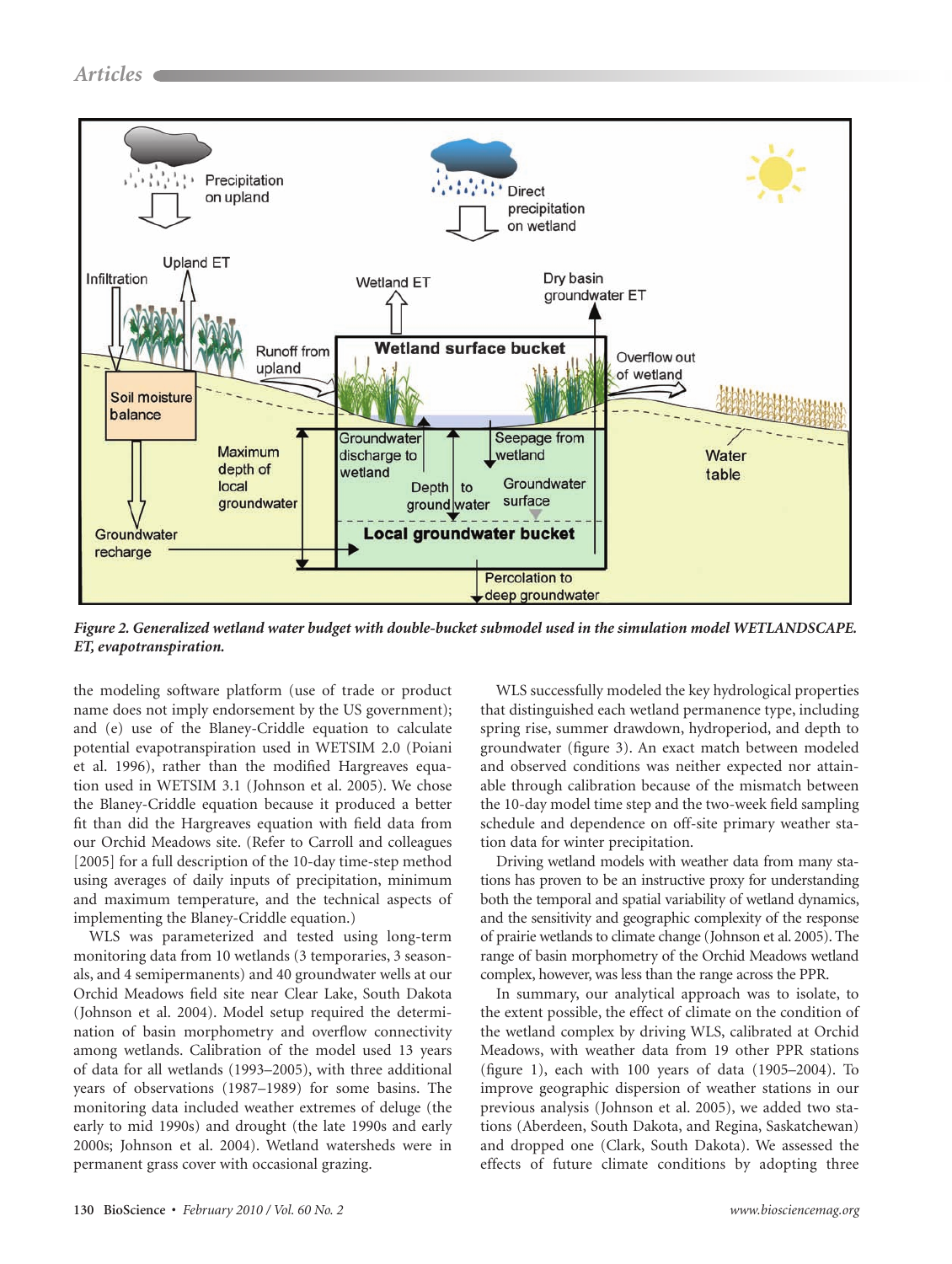Precipitation on upland

Direct precipitation on wetland

Upland ET

Infiltration

Wetland ET

Dry basin groundwater ET

Runoff from upland

Wetland surface bucket

Overflow out of wetland

Soil moisture balance

Maximum depth of local groundwater

Groundwater discharge to wetland

Seepage from wetland

Depth to ground water

Groundwater surface

Water table

Local groundwater bucket

Groundwater recharge

Percolation to deep groundwater

*Figure 2. Generalized wetland water budget with double-bucket submodel used in the simulation model WETLANDSCAPE. ET, evapotranspiration.*

the modeling software platform (use of trade or product name does not imply endorsement by the US government); and (e) use of the Blaney-Criddle equation to calculate potential evapotranspiration used in WETSIM 2.0 (Poiani et al. 1996), rather than the modified Hargreaves equation used in WETSIM 3.1 (Johnson et al. 2005). We chose the Blaney-Criddle equation because it produced a better fit than did the Hargreaves equation with field data from our Orchid Meadows site. (Refer to Carroll and colleagues [2005] for a full description of the 10-day time-step method using averages of daily inputs of precipitation, minimum and maximum temperature, and the technical aspects of implementing the Blaney-Criddle equation.)

WLS was parameterized and tested using long-term monitoring data from 10 wetlands (3 temporaries, 3 seasonals, and 4 semipermanents) and 40 groundwater wells at our Orchid Meadows field site near Clear Lake, South Dakota (Johnson et al. 2004). Model setup required the determination of basin morphometry and overflow connectivity among wetlands. Calibration of the model used 13 years of data for all wetlands (1993–2005), with three additional years of observations (1987–1989) for some basins. The monitoring data included weather extremes of deluge (the early to mid 1990s) and drought (the late 1990s and early 2000s; Johnson et al. 2004). Wetland watersheds were in permanent grass cover with occasional grazing.

WLS successfully modeled the key hydrological properties that distinguished each wetland permanence type, including spring rise, summer drawdown, hydroperiod, and depth to groundwater (figure 3). An exact match between modeled and observed conditions was neither expected nor attainable through calibration because of the mismatch between the 10-day model time step and the two-week field sampling schedule and dependence on off-site primary weather station data for winter precipitation.

Driving wetland models with weather data from many stations has proven to be an instructive proxy for understanding both the temporal and spatial variability of wetland dynamics, and the sensitivity and geographic complexity of the response of prairie wetlands to climate change (Johnson et al. 2005). The range of basin morphometry of the Orchid Meadows wetland complex, however, was less than the range across the PPR.

In summary, our analytical approach was to isolate, to the extent possible, the effect of climate on the condition of the wetland complex by driving WLS, calibrated at Orchid Meadows, with weather data from 19 other PPR stations (figure 1), each with 100 years of data (1905–2004). To improve geographic dispersion of weather stations in our previous analysis (Johnson et al. 2005), we added two stations (Aberdeen, South Dakota, and Regina, Saskatchewan) and dropped one (Clark, South Dakota). We assessed the effects of future climate conditions by adopting three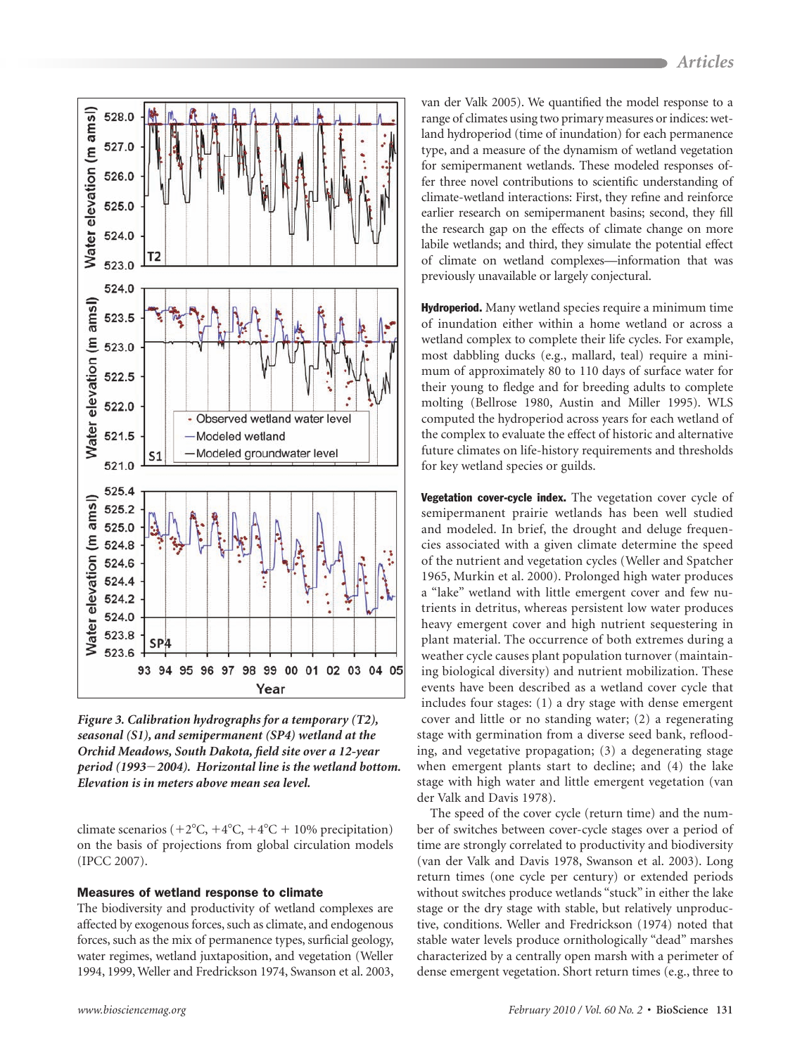528.0
527.0
526.0
525.0
524.0
523.0
Water elevation (m amsl)
T2

524.0
523.5
523.0
522.5
522.0
521.5
521.0
Water elevation (m amsl)
S1
Observed wetland water level
Modeled wetland
Modeled groundwater level

525.4
525.2
525.0
524.8
524.6
524.4
524.2
524.0
523.8
523.6
Water elevation (m amsl)
SP4
93 94 95 96 97 98 99 00 01 02 03 04 05
Year

*Figure 3. Calibration hydrographs for a temporary (T2), seasonal (S1), and semipermanent (SP4) wetland at the Orchid Meadows, South Dakota, field site over a 12-year period (1993–2004). Horizontal line is the wetland bottom. Elevation is in meters above mean sea level.*

climate scenarios (+2°C, +4°C, +4°C + 10% precipitation) on the basis of projections from global circulation models (IPCC 2007).

## Measures of wetland response to climate

The biodiversity and productivity of wetland complexes are affected by exogenous forces, such as climate, and endogenous forces, such as the mix of permanence types, surficial geology, water regimes, wetland juxtaposition, and vegetation (Weller 1994, 1999, Weller and Fredrickson 1974, Swanson et al. 2003, van der Valk 2005). We quantified the model response to a range of climates using two primary measures or indices: wetland hydroperiod (time of inundation) for each permanence type, and a measure of the dynamism of wetland vegetation for semipermanent wetlands. These modeled responses offer three novel contributions to scientific understanding of climate-wetland interactions: First, they refine and reinforce earlier research on semipermanent basins; second, they fill the research gap on the effects of climate change on more labile wetlands; and third, they simulate the potential effect of climate on wetland complexes—information that was previously unavailable or largely conjectural.

**Hydroperiod.** Many wetland species require a minimum time of inundation either within a home wetland or across a wetland complex to complete their life cycles. For example, most dabbling ducks (e.g., mallard, teal) require a minimum of approximately 80 to 110 days of surface water for their young to fledge and for breeding adults to complete molting (Bellrose 1980, Austin and Miller 1995). WLS computed the hydroperiod across years for each wetland of the complex to evaluate the effect of historic and alternative future climates on life-history requirements and thresholds for key wetland species or guilds.

**Vegetation cover-cycle index.** The vegetation cover cycle of semipermanent prairie wetlands has been well studied and modeled. In brief, the drought and deluge frequencies associated with a given climate determine the speed of the nutrient and vegetation cycles (Weller and Spatcher 1965, Murkin et al. 2000). Prolonged high water produces a "lake" wetland with little emergent cover and few nutrients in detritus, whereas persistent low water produces heavy emergent cover and high nutrient sequestering in plant material. The occurrence of both extremes during a weather cycle causes plant population turnover (maintaining biological diversity) and nutrient mobilization. These events have been described as a wetland cover cycle that includes four stages: (1) a dry stage with dense emergent cover and little or no standing water; (2) a regenerating stage with germination from a diverse seed bank, reflooding, and vegetative propagation; (3) a degenerating stage when emergent plants start to decline; and (4) the lake stage with high water and little emergent vegetation (van der Valk and Davis 1978).

The speed of the cover cycle (return time) and the number of switches between cover-cycle stages over a period of time are strongly correlated to productivity and biodiversity (van der Valk and Davis 1978, Swanson et al. 2003). Long return times (one cycle per century) or extended periods without switches produce wetlands "stuck" in either the lake stage or the dry stage with stable, but relatively unproductive, conditions. Weller and Fredrickson (1974) noted that stable water levels produce ornithologically "dead" marshes characterized by a centrally open marsh with a perimeter of dense emergent vegetation. Short return times (e.g., three to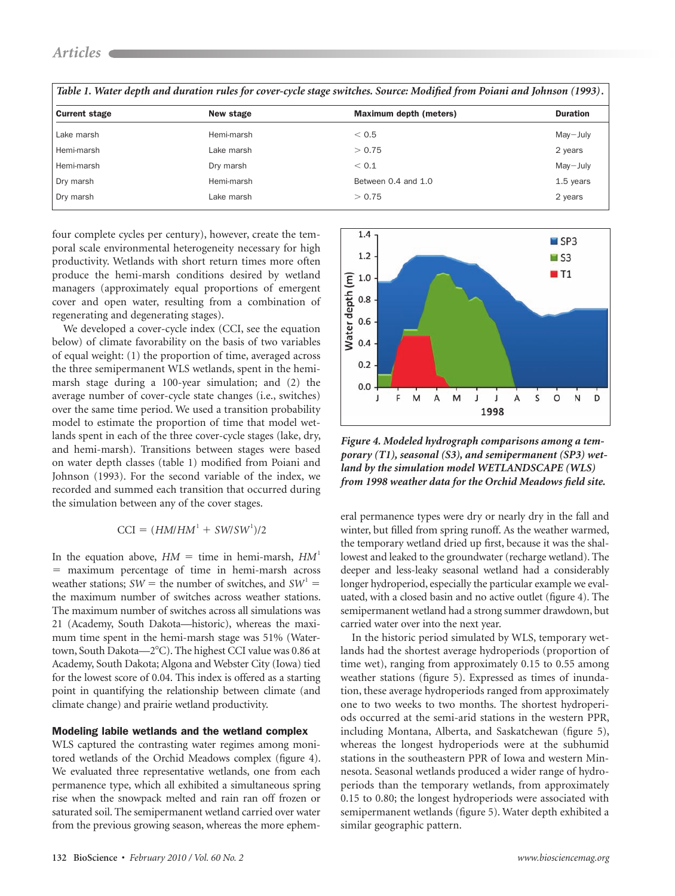*Table 1. Water depth and duration rules for cover-cycle stage switches. Source: Modified from Poiani and Johnson (1993).*

| Current stage | New stage | Maximum depth (meters) | Duration |
|---|---|---|---|
| Lake marsh | Hemi-marsh | < 0.5 | May–July |
| Hemi-marsh | Lake marsh | > 0.75 | 2 years |
| Hemi-marsh | Dry marsh | < 0.1 | May–July |
| Dry marsh | Hemi-marsh | Between 0.4 and 1.0 | 1.5 years |
| Dry marsh | Lake marsh | > 0.75 | 2 years |

four complete cycles per century), however, create the temporal scale environmental heterogeneity necessary for high productivity. Wetlands with short return times more often produce the hemi-marsh conditions desired by wetland managers (approximately equal proportions of emergent cover and open water, resulting from a combination of regenerating and degenerating stages).

We developed a cover-cycle index (CCI, see the equation below) of climate favorability on the basis of two variables of equal weight: (1) the proportion of time, averaged across the three semipermanent WLS wetlands, spent in the hemi-marsh stage during a 100-year simulation; and (2) the average number of cover-cycle state changes (i.e., switches) over the same time period. We used a transition probability model to estimate the proportion of time that model wetlands spent in each of the three cover-cycle stages (lake, dry, and hemi-marsh). Transitions between stages were based on water depth classes (table 1) modified from Poiani and Johnson (1993). For the second variable of the index, we recorded and summed each transition that occurred during the simulation between any of the cover stages.

$$CCI = (HM/HM^1 + SW/SW^1)/2$$

In the equation above, $HM$ = time in hemi-marsh, $HM^1$ = maximum percentage of time in hemi-marsh across weather stations; $SW$ = the number of switches, and $SW^1$ = the maximum number of switches across weather stations. The maximum number of switches across all simulations was 21 (Academy, South Dakota—historic), whereas the maximum time spent in the hemi-marsh stage was 51% (Watertown, South Dakota—2°C). The highest CCI value was 0.86 at Academy, South Dakota; Algona and Webster City (Iowa) tied for the lowest score of 0.04. This index is offered as a starting point in quantifying the relationship between climate (and climate change) and prairie wetland productivity.

## Modeling labile wetlands and the wetland complex

WLS captured the contrasting water regimes among monitored wetlands of the Orchid Meadows complex (figure 4). We evaluated three representative wetlands, one from each permanence type, which all exhibited a simultaneous spring rise when the snowpack melted and rain ran off frozen or saturated soil. The semipermanent wetland carried over water from the previous growing season, whereas the more ephemeral permanence types were dry or nearly dry in the fall and winter, but filled from spring runoff. As the weather warmed, the temporary wetland dried up first, because it was the shallowest and leaked to the groundwater (recharge wetland). The deeper and less-leaky seasonal wetland had a considerably longer hydroperiod, especially the particular example we evaluated, with a closed basin and no active outlet (figure 4). The semipermanent wetland had a strong summer drawdown, but carried water over into the next year.

1.4
1.2
1.0
0.8
0.6
0.4
0.2
0.0
Water depth (m)
J F M A M J J A S O N D
1998
SP3
S3
T1

*Figure 4. Modeled hydrograph comparisons among a temporary (T1), seasonal (S3), and semipermanent (SP3) wetland by the simulation model WETLANDSCAPE (WLS) from 1998 weather data for the Orchid Meadows field site.*

In the historic period simulated by WLS, temporary wetlands had the shortest average hydroperiods (proportion of time wet), ranging from approximately 0.15 to 0.55 among weather stations (figure 5). Expressed as times of inundation, these average hydroperiods ranged from approximately one to two weeks to two months. The shortest hydroperiods occurred at the semi-arid stations in the western PPR, including Montana, Alberta, and Saskatchewan (figure 5), whereas the longest hydroperiods were at the subhumid stations in the southeastern PPR of Iowa and western Minnesota. Seasonal wetlands produced a wider range of hydroperiods than the temporary wetlands, from approximately 0.15 to 0.80; the longest hydroperiods were associated with semipermanent wetlands (figure 5). Water depth exhibited a similar geographic pattern.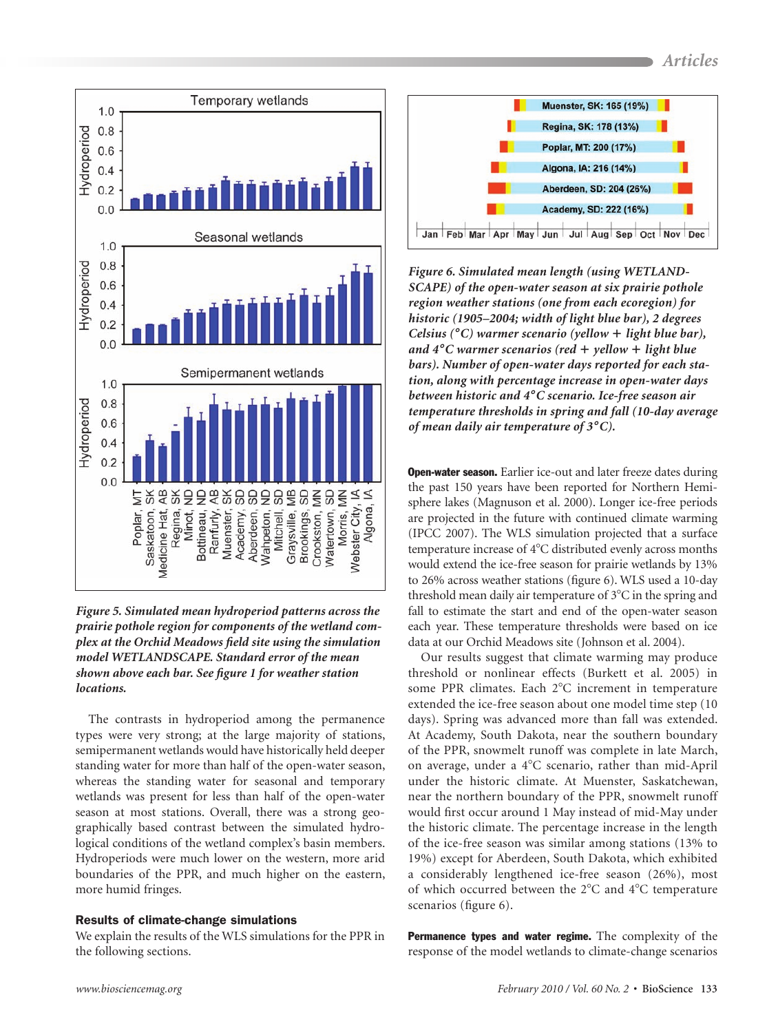Temporary wetlands

Hydroperiod

1.0
0.8
0.6
0.4
0.2
0.0

Seasonal wetlands

Hydroperiod

1.0
0.8
0.6
0.4
0.2
0.0

Semipermanent wetlands

Hydroperiod

1.0
0.8
0.6
0.4
0.2
0.0

Poplar, MT
Saskatoon, SK
Medicine Hat, AB
Regina, SK
Minot, ND
Bottineau, ND
Ranfurly, AB
Muenster, SK
Academy, SD
Aberdeen, SD
Wahpeton, ND
Mitchell, SD
Graysville, MB
Brookings, SD
Crookston, MN
Watertown, SD
Morris, MN
Webster City, IA
Algona, IA

*Figure 5. Simulated mean hydroperiod patterns across the prairie pothole region for components of the wetland complex at the Orchid Meadows field site using the simulation model WETLANDSCAPE. Standard error of the mean shown above each bar. See figure 1 for weather station locations.*

The contrasts in hydroperiod among the permanence types were very strong; at the large majority of stations, semipermanent wetlands would have historically held deeper standing water for more than half of the open-water season, whereas the standing water for seasonal and temporary wetlands was present for less than half of the open-water season at most stations. Overall, there was a strong geographically based contrast between the simulated hydrological conditions of the wetland complex's basin members. Hydroperiods were much lower on the western, more arid boundaries of the PPR, and much higher on the eastern, more humid fringes.

## Results of climate-change simulations

We explain the results of the WLS simulations for the PPR in the following sections.

Muenster, SK: 165 (19%)
Regina, SK: 178 (13%)
Poplar, MT: 200 (17%)
Algona, IA: 216 (14%)
Aberdeen, SD: 204 (26%)
Academy, SD: 222 (16%)

Jan Feb Mar Apr May Jun Jul Aug Sep Oct Nov Dec

*Figure 6. Simulated mean length (using WETLANDSCAPE) of the open-water season at six prairie pothole region weather stations (one from each ecoregion) for historic (1905–2004; width of light blue bar), 2 degrees Celsius (°C) warmer scenario (yellow + light blue bar), and 4°C warmer scenarios (red + yellow + light blue bars). Number of open-water days reported for each station, along with percentage increase in open-water days between historic and 4°C scenario. Ice-free season air temperature thresholds in spring and fall (10-day average of mean daily air temperature of 3°C).*

**Open-water season.** Earlier ice-out and later freeze dates during the past 150 years have been reported for Northern Hemisphere lakes (Magnuson et al. 2000). Longer ice-free periods are projected in the future with continued climate warming (IPCC 2007). The WLS simulation projected that a surface temperature increase of 4°C distributed evenly across months would extend the ice-free season for prairie wetlands by 13% to 26% across weather stations (figure 6). WLS used a 10-day threshold mean daily air temperature of 3°C in the spring and fall to estimate the start and end of the open-water season each year. These temperature thresholds were based on ice data at our Orchid Meadows site (Johnson et al. 2004).

Our results suggest that climate warming may produce threshold or nonlinear effects (Burkett et al. 2005) in some PPR climates. Each 2°C increment in temperature extended the ice-free season about one model time step (10 days). Spring was advanced more than fall was extended. At Academy, South Dakota, near the southern boundary of the PPR, snowmelt runoff was complete in late March, on average, under a 4°C scenario, rather than mid-April under the historic climate. At Muenster, Saskatchewan, near the northern boundary of the PPR, snowmelt runoff would first occur around 1 May instead of mid-May under the historic climate. The percentage increase in the length of the ice-free season was similar among stations (13% to 19%) except for Aberdeen, South Dakota, which exhibited a considerably lengthened ice-free season (26%), most of which occurred between the 2°C and 4°C temperature scenarios (figure 6).

**Permanence types and water regime.** The complexity of the response of the model wetlands to climate-change scenarios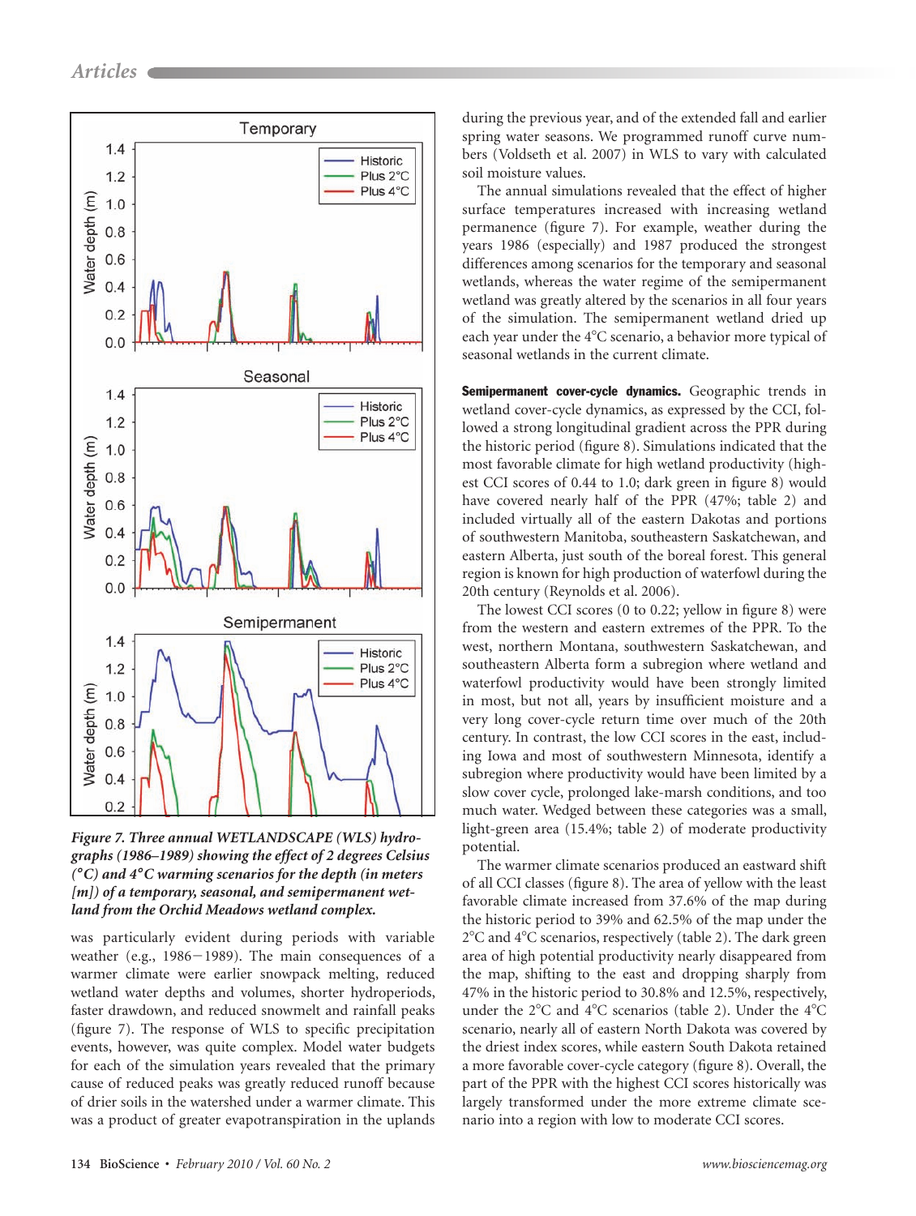Temporary

Historic
Plus 2°C
Plus 4°C

Water depth (m)
1.4
1.2
1.0
0.8
0.6
0.4
0.2
0.0

Seasonal

Historic
Plus 2°C
Plus 4°C

Water depth (m)
1.4
1.2
1.0
0.8
0.6
0.4
0.2
0.0

Semipermanent

Historic
Plus 2°C
Plus 4°C

Water depth (m)
1.4
1.2
1.0
0.8
0.6
0.4
0.2

*Figure 7. Three annual WETLANDSCAPE (WLS) hydrographs (1986–1989) showing the effect of 2 degrees Celsius (°C) and 4°C warming scenarios for the depth (in meters [m]) of a temporary, seasonal, and semipermanent wetland from the Orchid Meadows wetland complex.*

was particularly evident during periods with variable weather (e.g., 1986–1989). The main consequences of a warmer climate were earlier snowpack melting, reduced wetland water depths and volumes, shorter hydroperiods, faster drawdown, and reduced snowmelt and rainfall peaks (figure 7). The response of WLS to specific precipitation events, however, was quite complex. Model water budgets for each of the simulation years revealed that the primary cause of reduced peaks was greatly reduced runoff because of drier soils in the watershed under a warmer climate. This was a product of greater evapotranspiration in the uplands during the previous year, and of the extended fall and earlier spring water seasons. We programmed runoff curve numbers (Voldseth et al. 2007) in WLS to vary with calculated soil moisture values.

The annual simulations revealed that the effect of higher surface temperatures increased with increasing wetland permanence (figure 7). For example, weather during the years 1986 (especially) and 1987 produced the strongest differences among scenarios for the temporary and seasonal wetlands, whereas the water regime of the semipermanent wetland was greatly altered by the scenarios in all four years of the simulation. The semipermanent wetland dried up each year under the 4°C scenario, a behavior more typical of seasonal wetlands in the current climate.

**Semipermanent cover-cycle dynamics.** Geographic trends in wetland cover-cycle dynamics, as expressed by the CCI, followed a strong longitudinal gradient across the PPR during the historic period (figure 8). Simulations indicated that the most favorable climate for high wetland productivity (highest CCI scores of 0.44 to 1.0; dark green in figure 8) would have covered nearly half of the PPR (47%; table 2) and included virtually all of the eastern Dakotas and portions of southwestern Manitoba, southeastern Saskatchewan, and eastern Alberta, just south of the boreal forest. This general region is known for high production of waterfowl during the 20th century (Reynolds et al. 2006).

The lowest CCI scores (0 to 0.22; yellow in figure 8) were from the western and eastern extremes of the PPR. To the west, northern Montana, southwestern Saskatchewan, and southeastern Alberta form a subregion where wetland and waterfowl productivity would have been strongly limited in most, but not all, years by insufficient moisture and a very long cover-cycle return time over much of the 20th century. In contrast, the low CCI scores in the east, including Iowa and most of southwestern Minnesota, identify a subregion where productivity would have been limited by a slow cover cycle, prolonged lake-marsh conditions, and too much water. Wedged between these categories was a small, light-green area (15.4%; table 2) of moderate productivity potential.

The warmer climate scenarios produced an eastward shift of all CCI classes (figure 8). The area of yellow with the least favorable climate increased from 37.6% of the map during the historic period to 39% and 62.5% of the map under the 2°C and 4°C scenarios, respectively (table 2). The dark green area of high potential productivity nearly disappeared from the map, shifting to the east and dropping sharply from 47% in the historic period to 30.8% and 12.5%, respectively, under the 2°C and 4°C scenarios (table 2). Under the 4°C scenario, nearly all of eastern North Dakota was covered by the driest index scores, while eastern South Dakota retained a more favorable cover-cycle category (figure 8). Overall, the part of the PPR with the highest CCI scores historically was largely transformed under the more extreme climate scenario into a region with low to moderate CCI scores.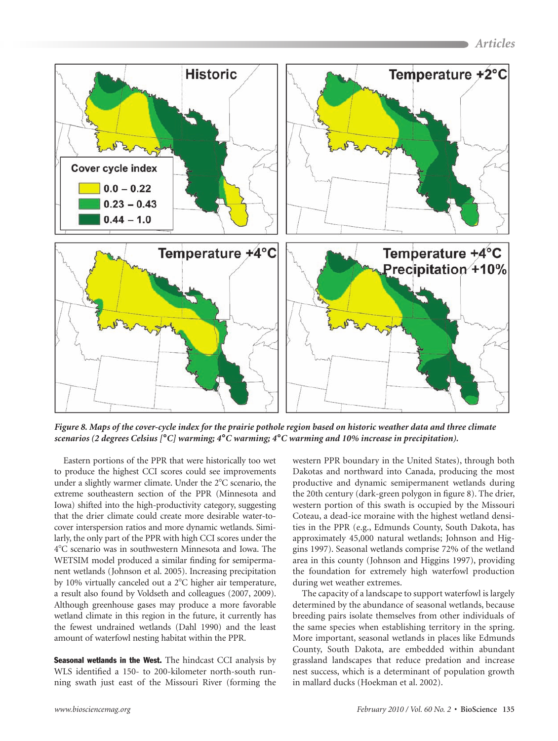Historic

Temperature +2°C

Temperature +4°C

Temperature +4°C
Precipitation +10%

Cover cycle index

0.0 – 0.22

0.23 – 0.43

0.44 – 1.0

*Figure 8. Maps of the cover-cycle index for the prairie pothole region based on historic weather data and three climate scenarios (2 degrees Celsius [°C] warming; 4°C warming; 4°C warming and 10% increase in precipitation).*

Eastern portions of the PPR that were historically too wet to produce the highest CCI scores could see improvements under a slightly warmer climate. Under the 2°C scenario, the extreme southeastern section of the PPR (Minnesota and Iowa) shifted into the high-productivity category, suggesting that the drier climate could create more desirable water-to-cover interspersion ratios and more dynamic wetlands. Similarly, the only part of the PPR with high CCI scores under the 4°C scenario was in southwestern Minnesota and Iowa. The WETSIM model produced a similar finding for semipermanent wetlands (Johnson et al. 2005). Increasing precipitation by 10% virtually canceled out a 2°C higher air temperature, a result also found by Voldseth and colleagues (2007, 2009). Although greenhouse gases may produce a more favorable wetland climate in this region in the future, it currently has the fewest undrained wetlands (Dahl 1990) and the least amount of waterfowl nesting habitat within the PPR.

**Seasonal wetlands in the West.** The hindcast CCI analysis by WLS identified a 150- to 200-kilometer north-south running swath just east of the Missouri River (forming the western PPR boundary in the United States), through both Dakotas and northward into Canada, producing the most productive and dynamic semipermanent wetlands during the 20th century (dark-green polygon in figure 8). The drier, western portion of this swath is occupied by the Missouri Coteau, a dead-ice moraine with the highest wetland densities in the PPR (e.g., Edmunds County, South Dakota, has approximately 45,000 natural wetlands; Johnson and Higgins 1997). Seasonal wetlands comprise 72% of the wetland area in this county (Johnson and Higgins 1997), providing the foundation for extremely high waterfowl production during wet weather extremes.

The capacity of a landscape to support waterfowl is largely determined by the abundance of seasonal wetlands, because breeding pairs isolate themselves from other individuals of the same species when establishing territory in the spring. More important, seasonal wetlands in places like Edmunds County, South Dakota, are embedded within abundant grassland landscapes that reduce predation and increase nest success, which is a determinant of population growth in mallard ducks (Hoekman et al. 2002).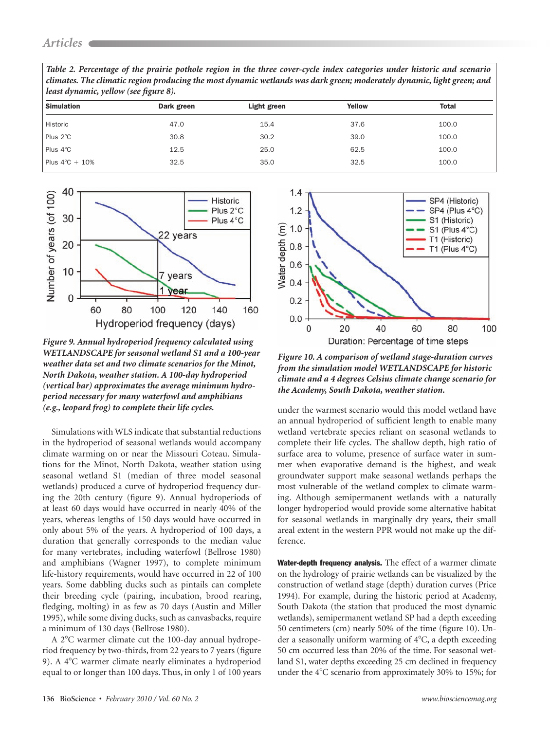*Table 2. Percentage of the prairie pothole region in the three cover-cycle index categories under historic and scenario climates. The climatic region producing the most dynamic wetlands was dark green; moderately dynamic, light green; and least dynamic, yellow (see figure 8).*

| Simulation | Dark green | Light green | Yellow | Total |
|---|---|---|---|---|
| Historic | 47.0 | 15.4 | 37.6 | 100.0 |
| Plus 2°C | 30.8 | 30.2 | 39.0 | 100.0 |
| Plus 4°C | 12.5 | 25.0 | 62.5 | 100.0 |
| Plus 4°C + 10% | 32.5 | 35.0 | 32.5 | 100.0 |

*Figure 9. Annual hydroperiod frequency calculated using WETLANDSCAPE for seasonal wetland S1 and a 100-year weather data set and two climate scenarios for the Minot, North Dakota, weather station. A 100-day hydroperiod (vertical bar) approximates the average minimum hydroperiod necessary for many waterfowl and amphibians (e.g., leopard frog) to complete their life cycles.*

Simulations with WLS indicate that substantial reductions in the hydroperiod of seasonal wetlands would accompany climate warming on or near the Missouri Coteau. Simulations for the Minot, North Dakota, weather station using seasonal wetland S1 (median of three model seasonal wetlands) produced a curve of hydroperiod frequency during the 20th century (figure 9). Annual hydroperiods of at least 60 days would have occurred in nearly 40% of the years, whereas lengths of 150 days would have occurred in only about 5% of the years. A hydroperiod of 100 days, a duration that generally corresponds to the median value for many vertebrates, including waterfowl (Bellrose 1980) and amphibians (Wagner 1997), to complete minimum life-history requirements, would have occurred in 22 of 100 years. Some dabbling ducks such as pintails can complete their breeding cycle (pairing, incubation, brood rearing, fledging, molting) in as few as 70 days (Austin and Miller 1995), while some diving ducks, such as canvasbacks, require a minimum of 130 days (Bellrose 1980).

A 2°C warmer climate cut the 100-day annual hydroperiod frequency by two-thirds, from 22 years to 7 years (figure 9). A 4°C warmer climate nearly eliminates a hydroperiod equal to or longer than 100 days. Thus, in only 1 of 100 years under the warmest scenario would this model wetland have an annual hydroperiod of sufficient length to enable many wetland vertebrate species reliant on seasonal wetlands to complete their life cycles. The shallow depth, high ratio of surface area to volume, presence of surface water in summer when evaporative demand is the highest, and weak groundwater support make seasonal wetlands perhaps the most vulnerable of the wetland complex to climate warming. Although semipermanent wetlands with a naturally longer hydroperiod would provide some alternative habitat for seasonal wetlands in marginally dry years, their small areal extent in the western PPR would not make up the difference.

*Figure 10. A comparison of wetland stage-duration curves from the simulation model WETLANDSCAPE for historic climate and a 4 degrees Celsius climate change scenario for the Academy, South Dakota, weather station.*

**Water-depth frequency analysis.** The effect of a warmer climate on the hydrology of prairie wetlands can be visualized by the construction of wetland stage (depth) duration curves (Price 1994). For example, during the historic period at Academy, South Dakota (the station that produced the most dynamic wetlands), semipermanent wetland SP had a depth exceeding 50 centimeters (cm) nearly 50% of the time (figure 10). Under a seasonally uniform warming of 4°C, a depth exceeding 50 cm occurred less than 20% of the time. For seasonal wetland S1, water depths exceeding 25 cm declined in frequency under the 4°C scenario from approximately 30% to 15%; for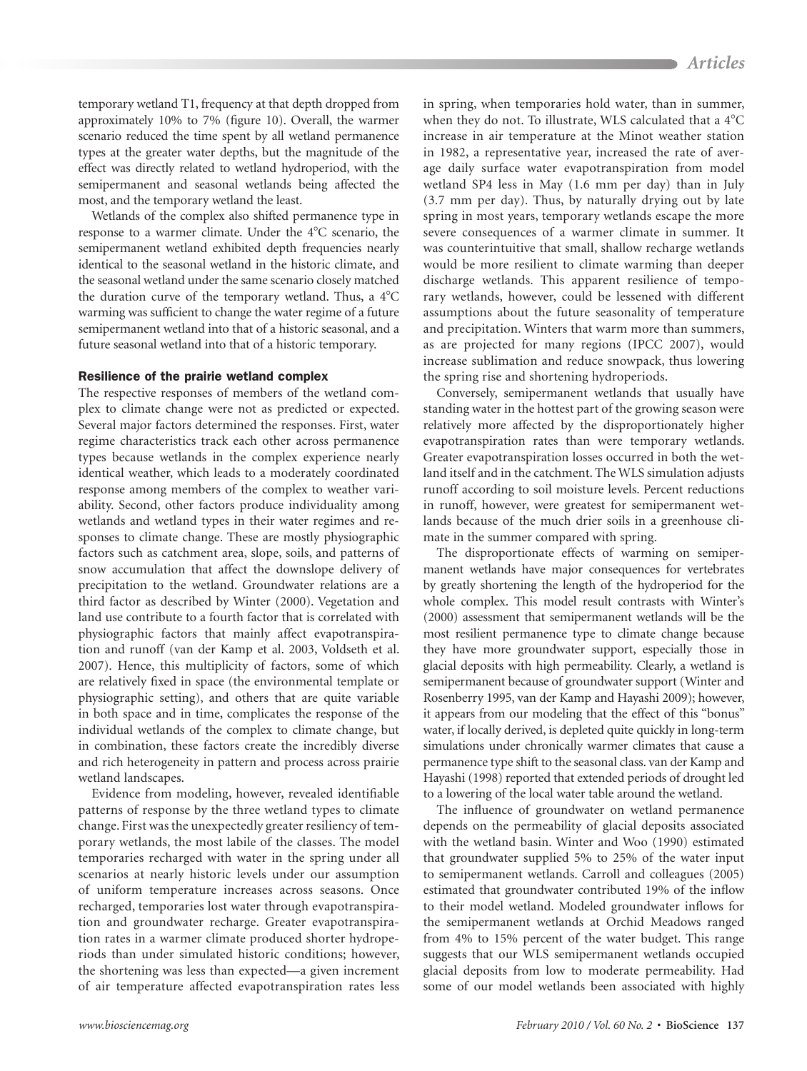temporary wetland T1, frequency at that depth dropped from approximately 10% to 7% (figure 10). Overall, the warmer scenario reduced the time spent by all wetland permanence types at the greater water depths, but the magnitude of the effect was directly related to wetland hydroperiod, with the semipermanent and seasonal wetlands being affected the most, and the temporary wetland the least.

Wetlands of the complex also shifted permanence type in response to a warmer climate. Under the 4°C scenario, the semipermanent wetland exhibited depth frequencies nearly identical to the seasonal wetland in the historic climate, and the seasonal wetland under the same scenario closely matched the duration curve of the temporary wetland. Thus, a 4°C warming was sufficient to change the water regime of a future semipermanent wetland into that of a historic seasonal, and a future seasonal wetland into that of a historic temporary.

### Resilience of the prairie wetland complex

The respective responses of members of the wetland complex to climate change were not as predicted or expected. Several major factors determined the responses. First, water regime characteristics track each other across permanence types because wetlands in the complex experience nearly identical weather, which leads to a moderately coordinated response among members of the complex to weather variability. Second, other factors produce individuality among wetlands and wetland types in their water regimes and responses to climate change. These are mostly physiographic factors such as catchment area, slope, soils, and patterns of snow accumulation that affect the downslope delivery of precipitation to the wetland. Groundwater relations are a third factor as described by Winter (2000). Vegetation and land use contribute to a fourth factor that is correlated with physiographic factors that mainly affect evapotranspiration and runoff (van der Kamp et al. 2003, Voldseth et al. 2007). Hence, this multiplicity of factors, some of which are relatively fixed in space (the environmental template or physiographic setting), and others that are quite variable in both space and in time, complicates the response of the individual wetlands of the complex to climate change, but in combination, these factors create the incredibly diverse and rich heterogeneity in pattern and process across prairie wetland landscapes.

Evidence from modeling, however, revealed identifiable patterns of response by the three wetland types to climate change. First was the unexpectedly greater resiliency of temporary wetlands, the most labile of the classes. The model temporaries recharged with water in the spring under all scenarios at nearly historic levels under our assumption of uniform temperature increases across seasons. Once recharged, temporaries lost water through evapotranspiration and groundwater recharge. Greater evapotranspiration rates in a warmer climate produced shorter hydroperiods than under simulated historic conditions; however, the shortening was less than expected—a given increment of air temperature affected evapotranspiration rates less in spring, when temporaries hold water, than in summer, when they do not. To illustrate, WLS calculated that a 4°C increase in air temperature at the Minot weather station in 1982, a representative year, increased the rate of average daily surface water evapotranspiration from model wetland SP4 less in May (1.6 mm per day) than in July (3.7 mm per day). Thus, by naturally drying out by late spring in most years, temporary wetlands escape the more severe consequences of a warmer climate in summer. It was counterintuitive that small, shallow recharge wetlands would be more resilient to climate warming than deeper discharge wetlands. This apparent resilience of temporary wetlands, however, could be lessened with different assumptions about the future seasonality of temperature and precipitation. Winters that warm more than summers, as are projected for many regions (IPCC 2007), would increase sublimation and reduce snowpack, thus lowering the spring rise and shortening hydroperiods.

Conversely, semipermanent wetlands that usually have standing water in the hottest part of the growing season were relatively more affected by the disproportionately higher evapotranspiration rates than were temporary wetlands. Greater evapotranspiration losses occurred in both the wetland itself and in the catchment. The WLS simulation adjusts runoff according to soil moisture levels. Percent reductions in runoff, however, were greatest for semipermanent wetlands because of the much drier soils in a greenhouse climate in the summer compared with spring.

The disproportionate effects of warming on semipermanent wetlands have major consequences for vertebrates by greatly shortening the length of the hydroperiod for the whole complex. This model result contrasts with Winter's (2000) assessment that semipermanent wetlands will be the most resilient permanence type to climate change because they have more groundwater support, especially those in glacial deposits with high permeability. Clearly, a wetland is semipermanent because of groundwater support (Winter and Rosenberry 1995, van der Kamp and Hayashi 2009); however, it appears from our modeling that the effect of this "bonus" water, if locally derived, is depleted quite quickly in long-term simulations under chronically warmer climates that cause a permanence type shift to the seasonal class. van der Kamp and Hayashi (1998) reported that extended periods of drought led to a lowering of the local water table around the wetland.

The influence of groundwater on wetland permanence depends on the permeability of glacial deposits associated with the wetland basin. Winter and Woo (1990) estimated that groundwater supplied 5% to 25% of the water input to semipermanent wetlands. Carroll and colleagues (2005) estimated that groundwater contributed 19% of the inflow to their model wetland. Modeled groundwater inflows for the semipermanent wetlands at Orchid Meadows ranged from 4% to 15% percent of the water budget. This range suggests that our WLS semipermanent wetlands occupied glacial deposits from low to moderate permeability. Had some of our model wetlands been associated with highly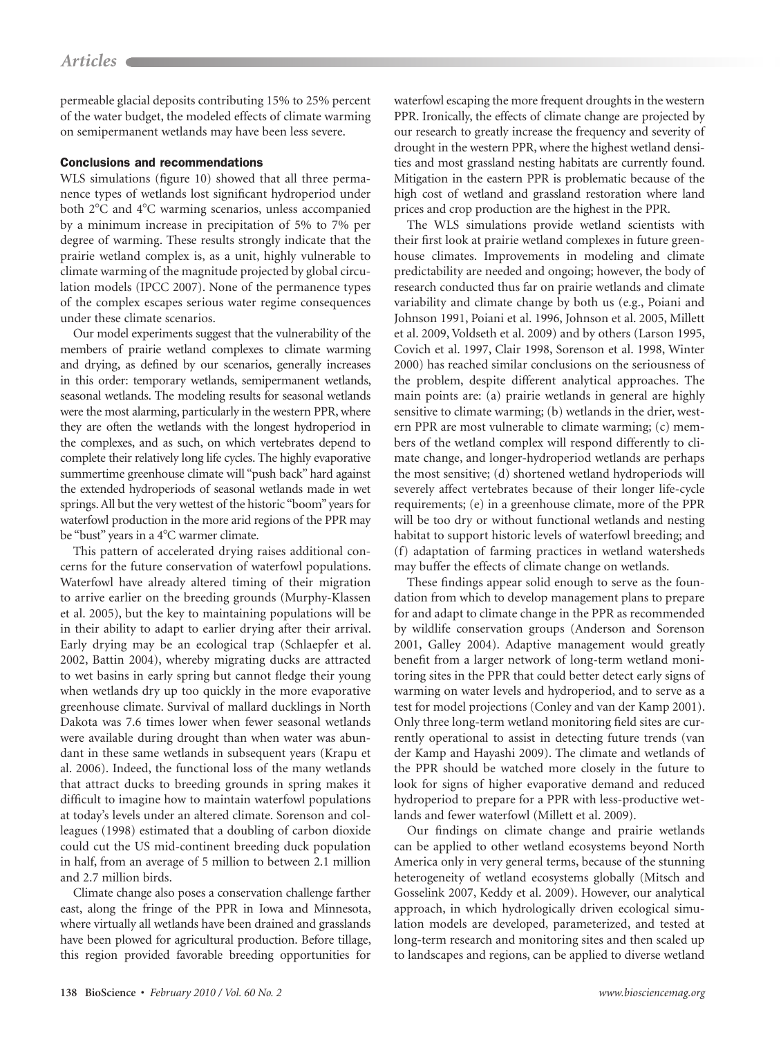permeable glacial deposits contributing 15% to 25% percent of the water budget, the modeled effects of climate warming on semipermanent wetlands may have been less severe.

## Conclusions and recommendations

WLS simulations (figure 10) showed that all three permanence types of wetlands lost significant hydroperiod under both 2°C and 4°C warming scenarios, unless accompanied by a minimum increase in precipitation of 5% to 7% per degree of warming. These results strongly indicate that the prairie wetland complex is, as a unit, highly vulnerable to climate warming of the magnitude projected by global circulation models (IPCC 2007). None of the permanence types of the complex escapes serious water regime consequences under these climate scenarios.

Our model experiments suggest that the vulnerability of the members of prairie wetland complexes to climate warming and drying, as defined by our scenarios, generally increases in this order: temporary wetlands, semipermanent wetlands, seasonal wetlands. The modeling results for seasonal wetlands were the most alarming, particularly in the western PPR, where they are often the wetlands with the longest hydroperiod in the complexes, and as such, on which vertebrates depend to complete their relatively long life cycles. The highly evaporative summertime greenhouse climate will "push back" hard against the extended hydroperiods of seasonal wetlands made in wet springs. All but the very wettest of the historic "boom" years for waterfowl production in the more arid regions of the PPR may be "bust" years in a 4°C warmer climate.

This pattern of accelerated drying raises additional concerns for the future conservation of waterfowl populations. Waterfowl have already altered timing of their migration to arrive earlier on the breeding grounds (Murphy-Klassen et al. 2005), but the key to maintaining populations will be in their ability to adapt to earlier drying after their arrival. Early drying may be an ecological trap (Schlaepfer et al. 2002, Battin 2004), whereby migrating ducks are attracted to wet basins in early spring but cannot fledge their young when wetlands dry up too quickly in the more evaporative greenhouse climate. Survival of mallard ducklings in North Dakota was 7.6 times lower when fewer seasonal wetlands were available during drought than when water was abundant in these same wetlands in subsequent years (Krapu et al. 2006). Indeed, the functional loss of the many wetlands that attract ducks to breeding grounds in spring makes it difficult to imagine how to maintain waterfowl populations at today's levels under an altered climate. Sorenson and colleagues (1998) estimated that a doubling of carbon dioxide could cut the US mid-continent breeding duck population in half, from an average of 5 million to between 2.1 million and 2.7 million birds.

Climate change also poses a conservation challenge farther east, along the fringe of the PPR in Iowa and Minnesota, where virtually all wetlands have been drained and grasslands have been plowed for agricultural production. Before tillage, this region provided favorable breeding opportunities for waterfowl escaping the more frequent droughts in the western PPR. Ironically, the effects of climate change are projected by our research to greatly increase the frequency and severity of drought in the western PPR, where the highest wetland densities and most grassland nesting habitats are currently found. Mitigation in the eastern PPR is problematic because of the high cost of wetland and grassland restoration where land prices and crop production are the highest in the PPR.

The WLS simulations provide wetland scientists with their first look at prairie wetland complexes in future greenhouse climates. Improvements in modeling and climate predictability are needed and ongoing; however, the body of research conducted thus far on prairie wetlands and climate variability and climate change by both us (e.g., Poiani and Johnson 1991, Poiani et al. 1996, Johnson et al. 2005, Millett et al. 2009, Voldseth et al. 2009) and by others (Larson 1995, Covich et al. 1997, Clair 1998, Sorenson et al. 1998, Winter 2000) has reached similar conclusions on the seriousness of the problem, despite different analytical approaches. The main points are: (a) prairie wetlands in general are highly sensitive to climate warming; (b) wetlands in the drier, western PPR are most vulnerable to climate warming; (c) members of the wetland complex will respond differently to climate change, and longer-hydroperiod wetlands are perhaps the most sensitive; (d) shortened wetland hydroperiods will severely affect vertebrates because of their longer life-cycle requirements; (e) in a greenhouse climate, more of the PPR will be too dry or without functional wetlands and nesting habitat to support historic levels of waterfowl breeding; and (f) adaptation of farming practices in wetland watersheds may buffer the effects of climate change on wetlands.

These findings appear solid enough to serve as the foundation from which to develop management plans to prepare for and adapt to climate change in the PPR as recommended by wildlife conservation groups (Anderson and Sorenson 2001, Galley 2004). Adaptive management would greatly benefit from a larger network of long-term wetland monitoring sites in the PPR that could better detect early signs of warming on water levels and hydroperiod, and to serve as a test for model projections (Conley and van der Kamp 2001). Only three long-term wetland monitoring field sites are currently operational to assist in detecting future trends (van der Kamp and Hayashi 2009). The climate and wetlands of the PPR should be watched more closely in the future to look for signs of higher evaporative demand and reduced hydroperiod to prepare for a PPR with less-productive wetlands and fewer waterfowl (Millett et al. 2009).

Our findings on climate change and prairie wetlands can be applied to other wetland ecosystems beyond North America only in very general terms, because of the stunning heterogeneity of wetland ecosystems globally (Mitsch and Gosselink 2007, Keddy et al. 2009). However, our analytical approach, in which hydrologically driven ecological simulation models are developed, parameterized, and tested at long-term research and monitoring sites and then scaled up to landscapes and regions, can be applied to diverse wetland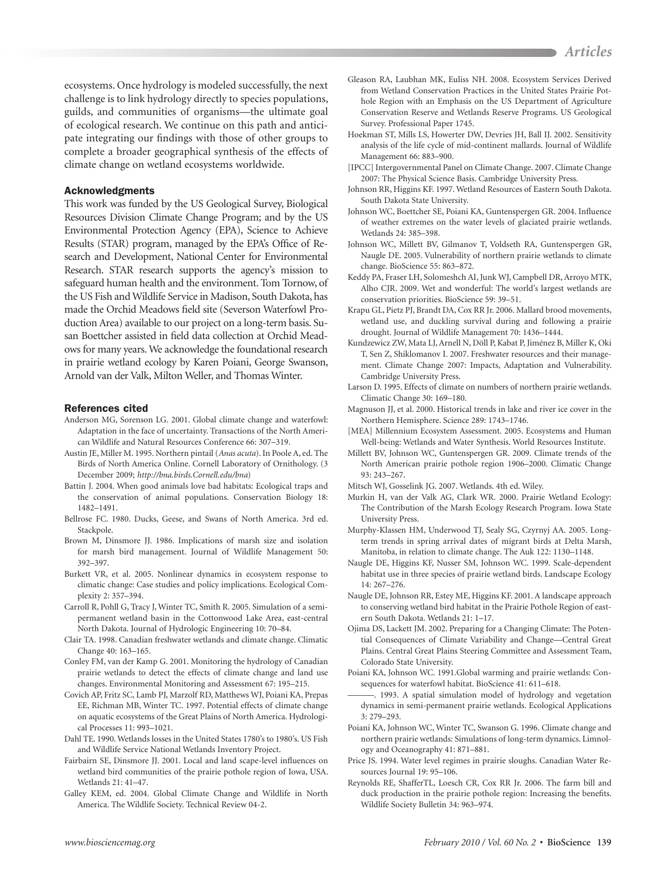ecosystems. Once hydrology is modeled successfully, the next challenge is to link hydrology directly to species populations, guilds, and communities of organisms—the ultimate goal of ecological research. We continue on this path and anticipate integrating our findings with those of other groups to complete a broader geographical synthesis of the effects of climate change on wetland ecosystems worldwide.

## Acknowledgments

This work was funded by the US Geological Survey, Biological Resources Division Climate Change Program; and by the US Environmental Protection Agency (EPA), Science to Achieve Results (STAR) program, managed by the EPA's Office of Research and Development, National Center for Environmental Research. STAR research supports the agency's mission to safeguard human health and the environment. Tom Tornow, of the US Fish and Wildlife Service in Madison, South Dakota, has made the Orchid Meadows field site (Severson Waterfowl Production Area) available to our project on a long-term basis. Susan Boettcher assisted in field data collection at Orchid Meadows for many years. We acknowledge the foundational research in prairie wetland ecology by Karen Poiani, George Swanson, Arnold van der Valk, Milton Weller, and Thomas Winter.

## References cited

Anderson MG, Sorenson LG. 2001. Global climate change and waterfowl: Adaptation in the face of uncertainty. Transactions of the North American Wildlife and Natural Resources Conference 66: 307–319.

Austin JE, Miller M. 1995. Northern pintail (*Anas acuta*). In Poole A, ed. The Birds of North America Online. Cornell Laboratory of Ornithology. (3 December 2009; *http://bna.birds.Cornell.edu/bna*)

Battin J. 2004. When good animals love bad habitats: Ecological traps and the conservation of animal populations. Conservation Biology 18: 1482–1491.

Bellrose FC. 1980. Ducks, Geese, and Swans of North America. 3rd ed. Stackpole.

Brown M, Dinsmore JJ. 1986. Implications of marsh size and isolation for marsh bird management. Journal of Wildlife Management 50: 392–397.

Burkett VR, et al. 2005. Nonlinear dynamics in ecosystem response to climatic change: Case studies and policy implications. Ecological Complexity 2: 357–394.

Carroll R, Pohll G, Tracy J, Winter TC, Smith R. 2005. Simulation of a semipermanent wetland basin in the Cottonwood Lake Area, east-central North Dakota. Journal of Hydrologic Engineering 10: 70–84.

Clair TA. 1998. Canadian freshwater wetlands and climate change. Climatic Change 40: 163–165.

Conley FM, van der Kamp G. 2001. Monitoring the hydrology of Canadian prairie wetlands to detect the effects of climate change and land use changes. Environmental Monitoring and Assessment 67: 195–215.

Covich AP, Fritz SC, Lamb PJ, Marzolf RD, Matthews WJ, Poiani KA, Prepas EE, Richman MB, Winter TC. 1997. Potential effects of climate change on aquatic ecosystems of the Great Plains of North America. Hydrological Processes 11: 993–1021.

Dahl TE. 1990. Wetlands losses in the United States 1780's to 1980's. US Fish and Wildlife Service National Wetlands Inventory Project.

Fairbairn SE, Dinsmore JJ. 2001. Local and land scape-level influences on wetland bird communities of the prairie pothole region of Iowa, USA. Wetlands 21: 41–47.

Galley KEM, ed. 2004. Global Climate Change and Wildlife in North America. The Wildlife Society. Technical Review 04-2.

Gleason RA, Laubhan MK, Euliss NH. 2008. Ecosystem Services Derived from Wetland Conservation Practices in the United States Prairie Pothole Region with an Emphasis on the US Department of Agriculture Conservation Reserve and Wetlands Reserve Programs. US Geological Survey. Professional Paper 1745.

Hoekman ST, Mills LS, Howerter DW, Devries JH, Ball IJ. 2002. Sensitivity analysis of the life cycle of mid-continent mallards. Journal of Wildlife Management 66: 883–900.

[IPCC] Intergovernmental Panel on Climate Change. 2007. Climate Change 2007: The Physical Science Basis. Cambridge University Press.

Johnson RR, Higgins KF. 1997. Wetland Resources of Eastern South Dakota. South Dakota State University.

Johnson WC, Boettcher SE, Poiani KA, Guntenspergen GR. 2004. Influence of weather extremes on the water levels of glaciated prairie wetlands. Wetlands 24: 385–398.

Johnson WC, Millett BV, Gilmanov T, Voldseth RA, Guntenspergen GR, Naugle DE. 2005. Vulnerability of northern prairie wetlands to climate change. BioScience 55: 863–872.

Keddy PA, Fraser LH, Solomeshch AI, Junk WJ, Campbell DR, Arroyo MTK, Alho CJR. 2009. Wet and wonderful: The world's largest wetlands are conservation priorities. BioScience 59: 39–51.

Krapu GL, Pietz PJ, Brandt DA, Cox RR Jr. 2006. Mallard brood movements, wetland use, and duckling survival during and following a prairie drought. Journal of Wildlife Management 70: 1436–1444.

Kundzewicz ZW, Mata LJ, Arnell N, Döll P, Kabat P, Jiménez B, Miller K, Oki T, Sen Z, Shiklomanov I. 2007. Freshwater resources and their management. Climate Change 2007: Impacts, Adaptation and Vulnerability. Cambridge University Press.

Larson D. 1995. Effects of climate on numbers of northern prairie wetlands. Climatic Change 30: 169–180.

Magnuson JJ, et al. 2000. Historical trends in lake and river ice cover in the Northern Hemisphere. Science 289: 1743–1746.

[MEA] Millennium Ecosystem Assessment. 2005. Ecosystems and Human Well-being: Wetlands and Water Synthesis. World Resources Institute.

Millett BV, Johnson WC, Guntenspergen GR. 2009. Climate trends of the North American prairie pothole region 1906–2000. Climatic Change 93: 243–267.

Mitsch WJ, Gosselink JG. 2007. Wetlands. 4th ed. Wiley.

Murkin H, van der Valk AG, Clark WR. 2000. Prairie Wetland Ecology: The Contribution of the Marsh Ecology Research Program. Iowa State University Press.

Murphy-Klassen HM, Underwood TJ, Sealy SG, Czyrnyj AA. 2005. Long-term trends in spring arrival dates of migrant birds at Delta Marsh, Manitoba, in relation to climate change. The Auk 122: 1130–1148.

Naugle DE, Higgins KF, Nusser SM, Johnson WC. 1999. Scale-dependent habitat use in three species of prairie wetland birds. Landscape Ecology 14: 267–276.

Naugle DE, Johnson RR, Estey ME, Higgins KF. 2001. A landscape approach to conserving wetland bird habitat in the Prairie Pothole Region of eastern South Dakota. Wetlands 21: 1–17.

Ojima DS, Lackett JM. 2002. Preparing for a Changing Climate: The Potential Consequences of Climate Variability and Change—Central Great Plains. Central Great Plains Steering Committee and Assessment Team, Colorado State University.

Poiani KA, Johnson WC. 1991.Global warming and prairie wetlands: Consequences for waterfowl habitat. BioScience 41: 611–618.

———. 1993. A spatial simulation model of hydrology and vegetation dynamics in semi-permanent prairie wetlands. Ecological Applications 3: 279–293.

Poiani KA, Johnson WC, Winter TC, Swanson G. 1996. Climate change and northern prairie wetlands: Simulations of long-term dynamics. Limnology and Oceanography 41: 871–881.

Price JS. 1994. Water level regimes in prairie sloughs. Canadian Water Resources Journal 19: 95–106.

Reynolds RE, ShafferTL, Loesch CR, Cox RR Jr. 2006. The farm bill and duck production in the prairie pothole region: Increasing the benefits. Wildlife Society Bulletin 34: 963–974.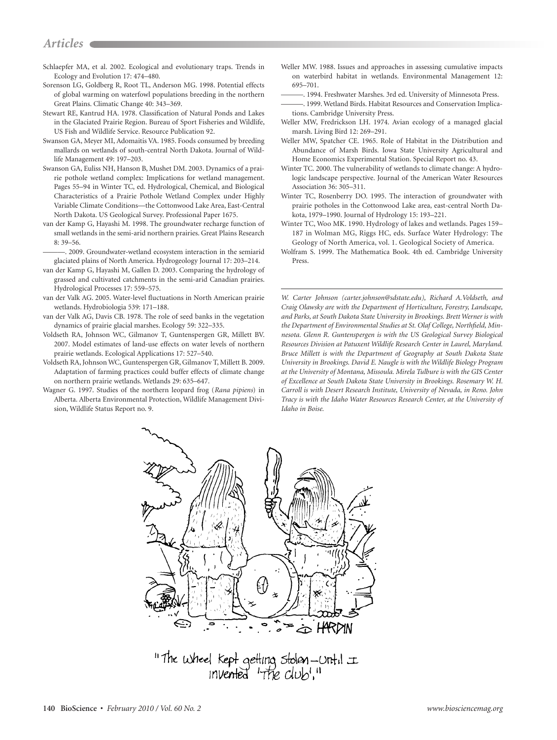Schlaepfer MA, et al. 2002. Ecological and evolutionary traps. Trends in Ecology and Evolution 17: 474–480.

Sorenson LG, Goldberg R, Root TL, Anderson MG. 1998. Potential effects of global warming on waterfowl populations breeding in the northern Great Plains. Climatic Change 40: 343–369.

Stewart RE, Kantrud HA. 1978. Classification of Natural Ponds and Lakes in the Glaciated Prairie Region. Bureau of Sport Fisheries and Wildlife, US Fish and Wildlife Service. Resource Publication 92.

Swanson GA, Meyer MI, Adomaitis VA. 1985. Foods consumed by breeding mallards on wetlands of south-central North Dakota. Journal of Wildlife Management 49: 197–203.

Swanson GA, Euliss NH, Hanson B, Mushet DM. 2003. Dynamics of a prairie pothole wetland complex: Implications for wetland management. Pages 55–94 in Winter TC, ed. Hydrological, Chemical, and Biological Characteristics of a Prairie Pothole Wetland Complex under Highly Variable Climate Conditions—the Cottonwood Lake Area, East-Central North Dakota. US Geological Survey. Professional Paper 1675.

van der Kamp G, Hayashi M. 1998. The groundwater recharge function of small wetlands in the semi-arid northern prairies. Great Plains Research 8: 39–56.

———. 2009. Groundwater-wetland ecosystem interaction in the semiarid glaciated plains of North America. Hydrogeology Journal 17: 203–214.

van der Kamp G, Hayashi M, Gallen D. 2003. Comparing the hydrology of grassed and cultivated catchments in the semi-arid Canadian prairies. Hydrological Processes 17: 559–575.

van der Valk AG. 2005. Water-level fluctuations in North American prairie wetlands. Hydrobiologia 539: 171–188.

van der Valk AG, Davis CB. 1978. The role of seed banks in the vegetation dynamics of prairie glacial marshes. Ecology 59: 322–335.

Voldseth RA, Johnson WC, Gilmanov T, Guntenspergen GR, Millett BV. 2007. Model estimates of land-use effects on water levels of northern prairie wetlands. Ecological Applications 17: 527–540.

Voldseth RA, Johnson WC, Guntenspergen GR, Gilmanov T, Millett B. 2009. Adaptation of farming practices could buffer effects of climate change on northern prairie wetlands. Wetlands 29: 635–647.

Wagner G. 1997. Studies of the northern leopard frog (*Rana pipiens*) in Alberta. Alberta Environmental Protection, Wildlife Management Division, Wildlife Status Report no. 9.

Weller MW. 1988. Issues and approaches in assessing cumulative impacts on waterbird habitat in wetlands. Environmental Management 12: 695–701.

———. 1994. Freshwater Marshes. 3rd ed. University of Minnesota Press.

———. 1999. Wetland Birds. Habitat Resources and Conservation Implications. Cambridge University Press.

Weller MW, Fredrickson LH. 1974. Avian ecology of a managed glacial marsh. Living Bird 12: 269–291.

Weller MW, Spatcher CE. 1965. Role of Habitat in the Distribution and Abundance of Marsh Birds. Iowa State University Agricultural and Home Economics Experimental Station. Special Report no. 43.

Winter TC. 2000. The vulnerability of wetlands to climate change: A hydrologic landscape perspective. Journal of the American Water Resources Association 36: 305–311.

Winter TC, Rosenberry DO. 1995. The interaction of groundwater with prairie potholes in the Cottonwood Lake area, east-central North Dakota, 1979–1990. Journal of Hydrology 15: 193–221.

Winter TC, Woo MK. 1990. Hydrology of lakes and wetlands. Pages 159–187 in Wolman MG, Riggs HC, eds. Surface Water Hydrology: The Geology of North America, vol. 1. Geological Society of America.

Wolfram S. 1999. The Mathematica Book. 4th ed. Cambridge University Press.

---

*W. Carter Johnson (carter.johnson@sdstate.edu), Richard A. Voldseth, and Craig Olawsky are with the Department of Horticulture, Forestry, Landscape, and Parks, at South Dakota State University in Brookings. Brett Werner is with the Department of Environmental Studies at St. Olaf College, Northfield, Minnesota. Glenn R. Guntenspergen is with the US Geological Survey Biological Resources Division at Patuxent Wildlife Research Center in Laurel, Maryland. Bruce Millett is with the Department of Geography at South Dakota State University in Brookings. David E. Naugle is with the Wildlife Biology Program at the University of Montana, Missoula. Mirela Tulbure is with the GIS Center of Excellence at South Dakota State University in Brookings. Rosemary W. H. Carroll is with Desert Research Institute, University of Nevada, in Reno. John Tracy is with the Idaho Water Resources Research Center, at the University of Idaho in Boise.*

"The wheel kept getting stolen—Until I invented 'The club'."